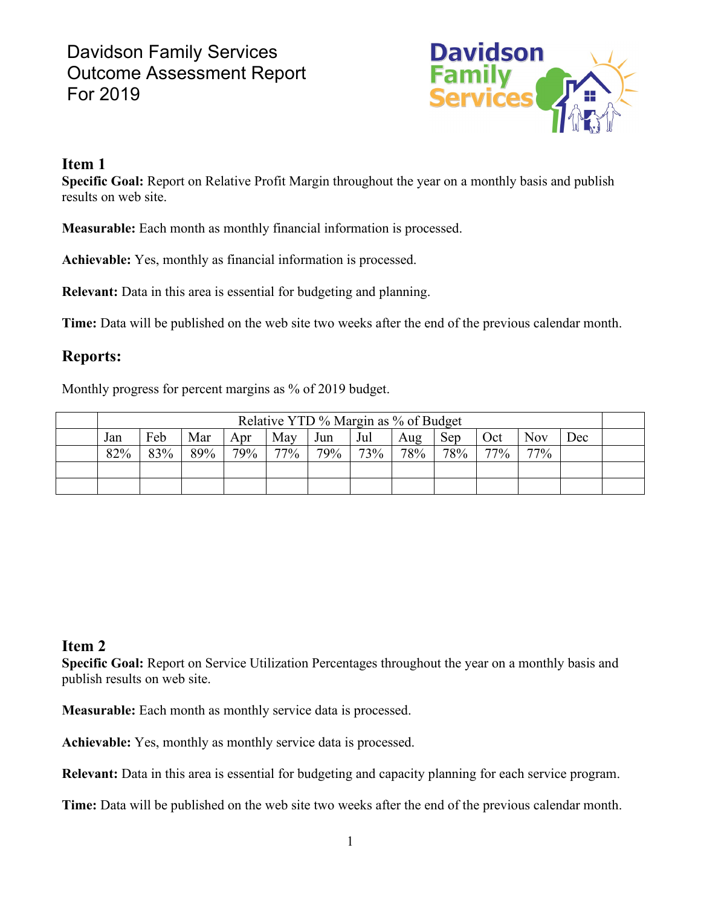# Davidson Family Services
# Outcome Assessment Report
# For 2019

## Item 1

**Specific Goal:** Report on Relative Profit Margin throughout the year on a monthly basis and publish results on web site.

**Measurable:** Each month as monthly financial information is processed.

**Achievable:** Yes, monthly as financial information is processed.

**Relevant:** Data in this area is essential for budgeting and planning.

**Time:** Data will be published on the web site two weeks after the end of the previous calendar month.

## Reports:

Monthly progress for percent margins as % of 2019 budget.

| | Relative YTD % Margin as % of Budget | | | | | | | | | | | | |
|---|---|---|---|---|---|---|---|---|---|---|---|---|---|
| | Jan | Feb | Mar | Apr | May | Jun | Jul | Aug | Sep | Oct | Nov | Dec | |
| | 82% | 83% | 89% | 79% | 77% | 79% | 73% | 78% | 78% | 77% | 77% | | |
| | | | | | | | | | | | | | |
| | | | | | | | | | | | | | |

## Item 2

**Specific Goal:** Report on Service Utilization Percentages throughout the year on a monthly basis and publish results on web site.

**Measurable:** Each month as monthly service data is processed.

**Achievable:** Yes, monthly as monthly service data is processed.

**Relevant:** Data in this area is essential for budgeting and capacity planning for each service program.

**Time:** Data will be published on the web site two weeks after the end of the previous calendar month.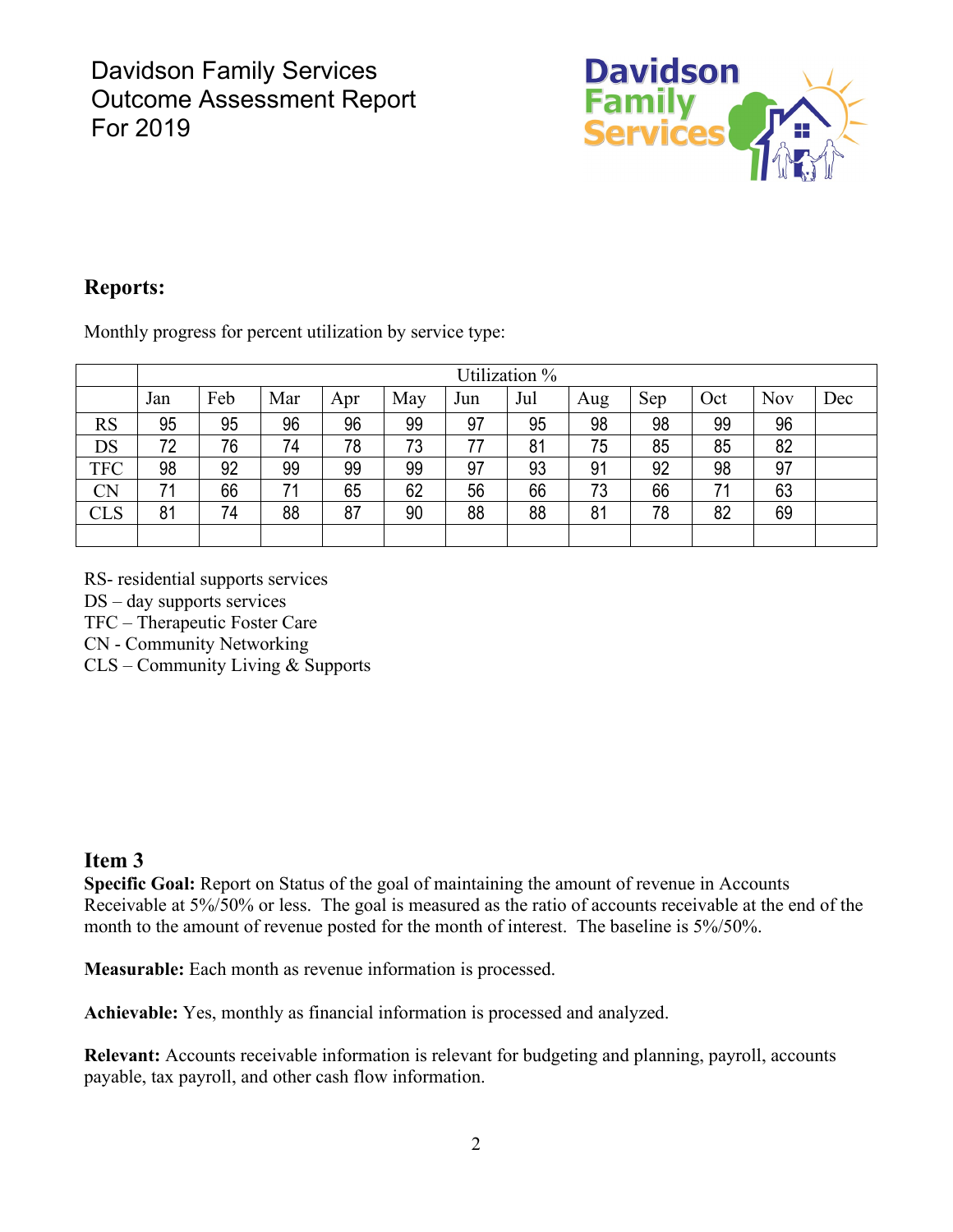Davidson Family Services
Outcome Assessment Report
For 2019

## Reports:

Monthly progress for percent utilization by service type:

| | Utilization % | | | | | | | | | | | |
|---|---|---|---|---|---|---|---|---|---|---|---|---|
| | Jan | Feb | Mar | Apr | May | Jun | Jul | Aug | Sep | Oct | Nov | Dec |
| RS | 95 | 95 | 96 | 96 | 99 | 97 | 95 | 98 | 98 | 99 | 96 | |
| DS | 72 | 76 | 74 | 78 | 73 | 77 | 81 | 75 | 85 | 85 | 82 | |
| TFC | 98 | 92 | 99 | 99 | 99 | 97 | 93 | 91 | 92 | 98 | 97 | |
| CN | 71 | 66 | 71 | 65 | 62 | 56 | 66 | 73 | 66 | 71 | 63 | |
| CLS | 81 | 74 | 88 | 87 | 90 | 88 | 88 | 81 | 78 | 82 | 69 | |
| | | | | | | | | | | | | |

RS- residential supports services
DS – day supports services
TFC – Therapeutic Foster Care
CN - Community Networking
CLS – Community Living & Supports

## Item 3

**Specific Goal:** Report on Status of the goal of maintaining the amount of revenue in Accounts Receivable at 5%/50% or less. The goal is measured as the ratio of accounts receivable at the end of the month to the amount of revenue posted for the month of interest. The baseline is 5%/50%.

**Measurable:** Each month as revenue information is processed.

**Achievable:** Yes, monthly as financial information is processed and analyzed.

**Relevant:** Accounts receivable information is relevant for budgeting and planning, payroll, accounts payable, tax payroll, and other cash flow information.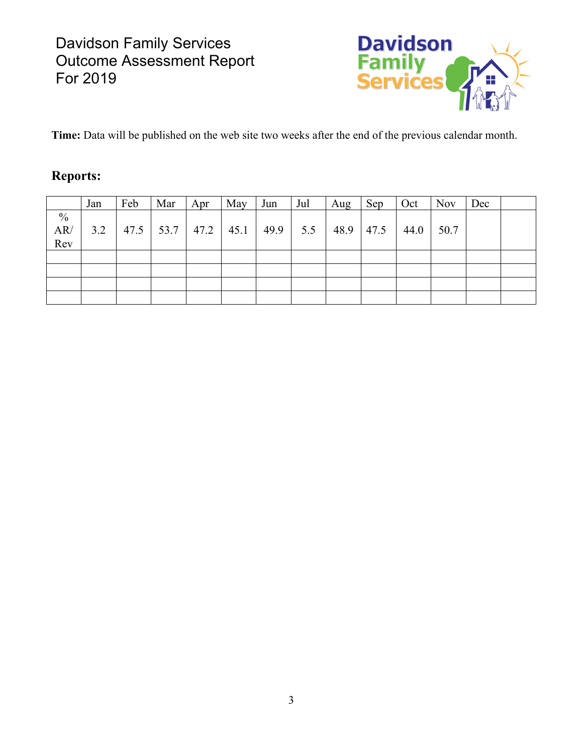Davidson Family Services
Outcome Assessment Report
For 2019

**Time:** Data will be published on the web site two weeks after the end of the previous calendar month.

## Reports:

| | Jan | Feb | Mar | Apr | May | Jun | Jul | Aug | Sep | Oct | Nov | Dec | |
|---|---|---|---|---|---|---|---|---|---|---|---|---|---|
| % AR/ Rev | 3.2 | 47.5 | 53.7 | 47.2 | 45.1 | 49.9 | 5.5 | 48.9 | 47.5 | 44.0 | 50.7 | | |
| | | | | | | | | | | | | | |
| | | | | | | | | | | | | | |
| | | | | | | | | | | | | | |
| | | | | | | | | | | | | | |